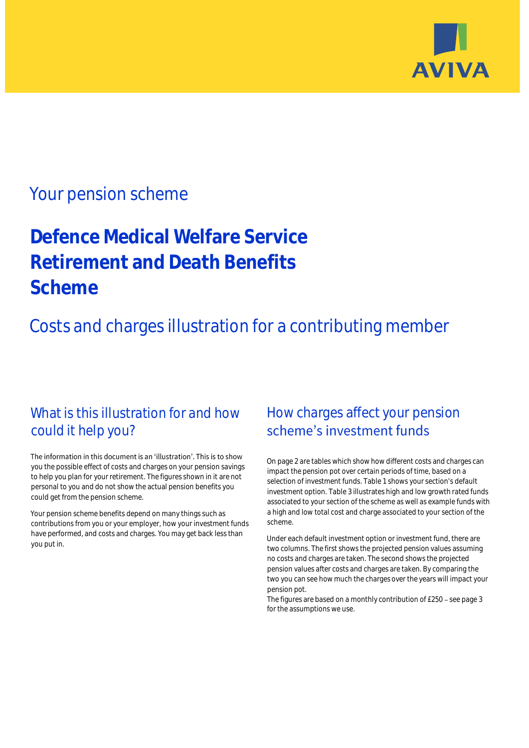AVIVA

## Your pension scheme

# Defence Medical Welfare Service Retirement and Death Benefits Scheme

## Costs and charges illustration for a contributing member

## What is this illustration for and how could it help you?

The information in this document is an 'illustration'. This is to show you the possible effect of costs and charges on your pension savings to help you plan for your retirement. The figures shown in it are not personal to you and do not show the actual pension benefits you could get from the pension scheme.

Your pension scheme benefits depend on many things such as contributions from you or your employer, how your investment funds have performed, and costs and charges. You may get back less than you put in.

## How charges affect your pension scheme's investment funds

On page 2 are tables which show how different costs and charges can impact the pension pot over certain periods of time, based on a selection of investment funds. Table 1 shows your section's default investment option. Table 3 illustrates high and low growth rated funds associated to your section of the scheme as well as example funds with a high and low total cost and charge associated to your section of the scheme.

Under each default investment option or investment fund, there are two columns. The first shows the projected pension values assuming no costs and charges are taken. The second shows the projected pension values after costs and charges are taken. By comparing the two you can see how much the charges over the years will impact your pension pot.

The figures are based on a monthly contribution of £250 – see page 3 for the assumptions we use.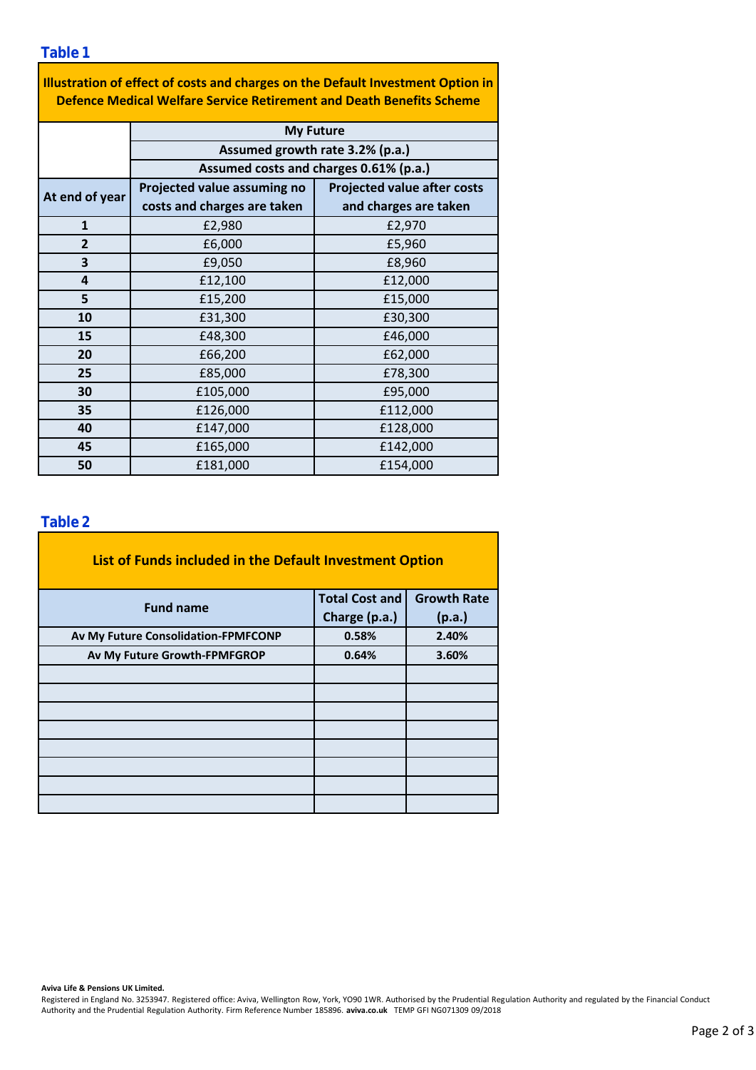## Table 1

| Illustration of effect of costs and charges on the Default Investment Option in Defence Medical Welfare Service Retirement and Death Benefits Scheme | | |
|---|---|---|
| | My Future | |
| | Assumed growth rate 3.2% (p.a.) | |
| | Assumed costs and charges 0.61% (p.a.) | |
| At end of year | Projected value assuming no costs and charges are taken | Projected value after costs and charges are taken |
| 1 | £2,980 | £2,970 |
| 2 | £6,000 | £5,960 |
| 3 | £9,050 | £8,960 |
| 4 | £12,100 | £12,000 |
| 5 | £15,200 | £15,000 |
| 10 | £31,300 | £30,300 |
| 15 | £48,300 | £46,000 |
| 20 | £66,200 | £62,000 |
| 25 | £85,000 | £78,300 |
| 30 | £105,000 | £95,000 |
| 35 | £126,000 | £112,000 |
| 40 | £147,000 | £128,000 |
| 45 | £165,000 | £142,000 |
| 50 | £181,000 | £154,000 |

## Table 2

| List of Funds included in the Default Investment Option | | |
|---|---|---|
| **Fund name** | **Total Cost and Charge (p.a.)** | **Growth Rate (p.a.)** |
| **Av My Future Consolidation-FPMFCONP** | **0.58%** | **2.40%** |
| **Av My Future Growth-FPMFGROP** | **0.64%** | **3.60%** |
| | | |
| | | |
| | | |
| | | |
| | | |
| | | |
| | | |
| | | |

**Aviva Life & Pensions UK Limited.**
Registered in England No. 3253947. Registered office: Aviva, Wellington Row, York, YO90 1WR. Authorised by the Prudential Regulation Authority and regulated by the Financial Conduct Authority and the Prudential Regulation Authority. Firm Reference Number 185896. **aviva.co.uk** TEMP GFI NG071309 09/2018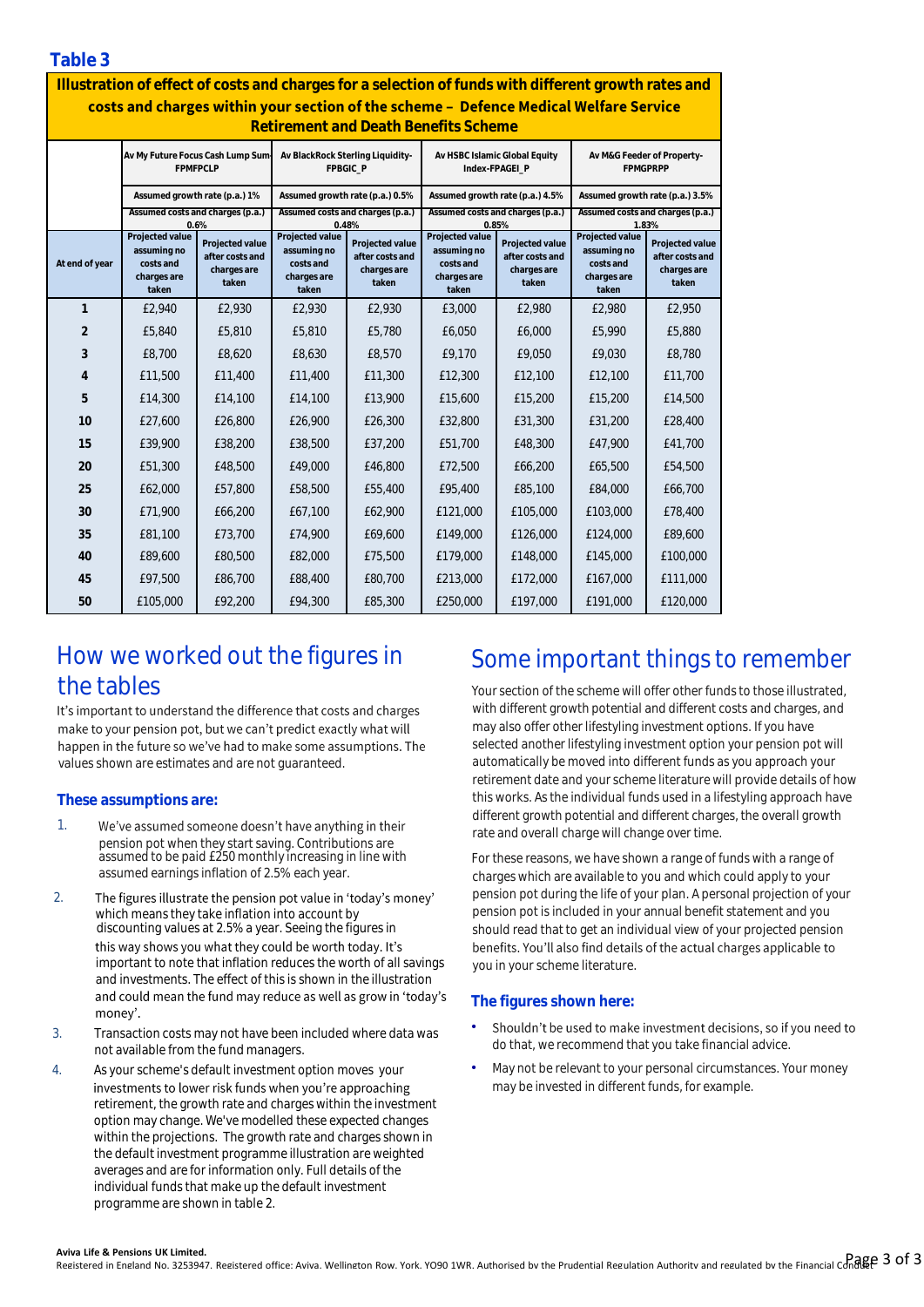## Table 3

| Illustration of effect of costs and charges for a selection of funds with different growth rates and costs and charges within your section of the scheme – Defence Medical Welfare Service Retirement and Death Benefits Scheme | | | | | | | | |
|---|---|---|---|---|---|---|---|---|
| | Av My Future Focus Cash Lump Sum-FPMFPCLP | | Av BlackRock Sterling Liquidity-FPBGIC_P | | Av HSBC Islamic Global Equity Index-FPAGEI_P | | Av M&G Feeder of Property-FPMGPRPP | |
| | Assumed growth rate (p.a.) 1% | | Assumed growth rate (p.a.) 0.5% | | Assumed growth rate (p.a.) 4.5% | | Assumed growth rate (p.a.) 3.5% | |
| | Assumed costs and charges (p.a.) 0.6% | | Assumed costs and charges (p.a.) 0.48% | | Assumed costs and charges (p.a.) 0.85% | | Assumed costs and charges (p.a.) 1.83% | |
| At end of year | Projected value assuming no costs and charges are taken | Projected value after costs and charges are taken | Projected value assuming no costs and charges are taken | Projected value after costs and charges are taken | Projected value assuming no costs and charges are taken | Projected value after costs and charges are taken | Projected value assuming no costs and charges are taken | Projected value after costs and charges are taken |
| 1 | £2,940 | £2,930 | £2,930 | £2,930 | £3,000 | £2,980 | £2,980 | £2,950 |
| 2 | £5,840 | £5,810 | £5,810 | £5,780 | £6,050 | £6,000 | £5,990 | £5,880 |
| 3 | £8,700 | £8,620 | £8,630 | £8,570 | £9,170 | £9,050 | £9,030 | £8,780 |
| 4 | £11,500 | £11,400 | £11,400 | £11,300 | £12,300 | £12,100 | £12,100 | £11,700 |
| 5 | £14,300 | £14,100 | £14,100 | £13,900 | £15,600 | £15,200 | £15,200 | £14,500 |
| 10 | £27,600 | £26,800 | £26,900 | £26,300 | £32,800 | £31,300 | £31,200 | £28,400 |
| 15 | £39,900 | £38,200 | £38,500 | £37,200 | £51,700 | £48,300 | £47,900 | £41,700 |
| 20 | £51,300 | £48,500 | £49,000 | £46,800 | £72,500 | £66,200 | £65,500 | £54,500 |
| 25 | £62,000 | £57,800 | £58,500 | £55,400 | £95,400 | £85,100 | £84,000 | £66,700 |
| 30 | £71,900 | £66,200 | £67,100 | £62,900 | £121,000 | £105,000 | £103,000 | £78,400 |
| 35 | £81,100 | £73,700 | £74,900 | £69,600 | £149,000 | £126,000 | £124,000 | £89,600 |
| 40 | £89,600 | £80,500 | £82,000 | £75,500 | £179,000 | £148,000 | £145,000 | £100,000 |
| 45 | £97,500 | £86,700 | £88,400 | £80,700 | £213,000 | £172,000 | £167,000 | £111,000 |
| 50 | £105,000 | £92,200 | £94,300 | £85,300 | £250,000 | £197,000 | £191,000 | £120,000 |

# How we worked out the figures in the tables

It's important to understand the difference that costs and charges make to your pension pot, but we can't predict exactly what will happen in the future so we've had to make some assumptions. The values shown are estimates and are not guaranteed.

### These assumptions are:

1. We've assumed someone doesn't have anything in their pension pot when they start saving. Contributions are assumed to be paid £250 monthly increasing in line with assumed earnings inflation of 2.5% each year.
2. The figures illustrate the pension pot value in 'today's money' which means they take inflation into account by discounting values at 2.5% a year. Seeing the figures in this way shows you what they could be worth today. It's important to note that inflation reduces the worth of all savings and investments. The effect of this is shown in the illustration and could mean the fund may reduce as well as grow in 'today's money'.
3. Transaction costs may not have been included where data was not available from the fund managers.
4. As your scheme's default investment option moves your investments to lower risk funds when you're approaching retirement, the growth rate and charges within the investment option may change. We've modelled these expected changes within the projections. The growth rate and charges shown in the default investment programme illustration are weighted averages and are for information only. Full details of the individual funds that make up the default investment programme are shown in table 2.

# Some important things to remember

Your section of the scheme will offer other funds to those illustrated, with different growth potential and different costs and charges, and may also offer other lifestyling investment options. If you have selected another lifestyling investment option your pension pot will automatically be moved into different funds as you approach your retirement date and your scheme literature will provide details of how this works. As the individual funds used in a lifestyling approach have different growth potential and different charges, the overall growth rate and overall charge will change over time.

For these reasons, we have shown a range of funds with a range of charges which are available to you and which could apply to your pension pot during the life of your plan. A personal projection of your pension pot is included in your annual benefit statement and you should read that to get an individual view of your projected pension benefits. You'll also find details of the actual charges applicable to you in your scheme literature.

### The figures shown here:

- Shouldn't be used to make investment decisions, so if you need to do that, we recommend that you take financial advice.
- May not be relevant to your personal circumstances. Your money may be invested in different funds, for example.

**Aviva Life & Pensions UK Limited.**
Registered in England No. 3253947. Registered office: Aviva, Wellington Row, York, YO90 1WR. Authorised by the Prudential Regulation Authority and regulated by the Financial Conduct